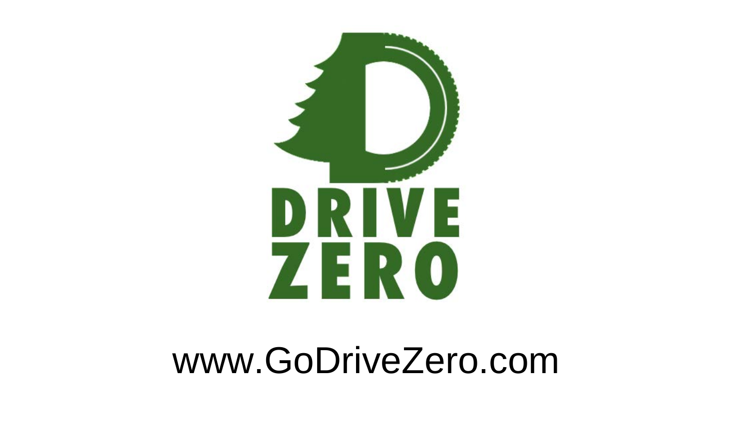# DRIVE ZERO

www.GoDriveZero.com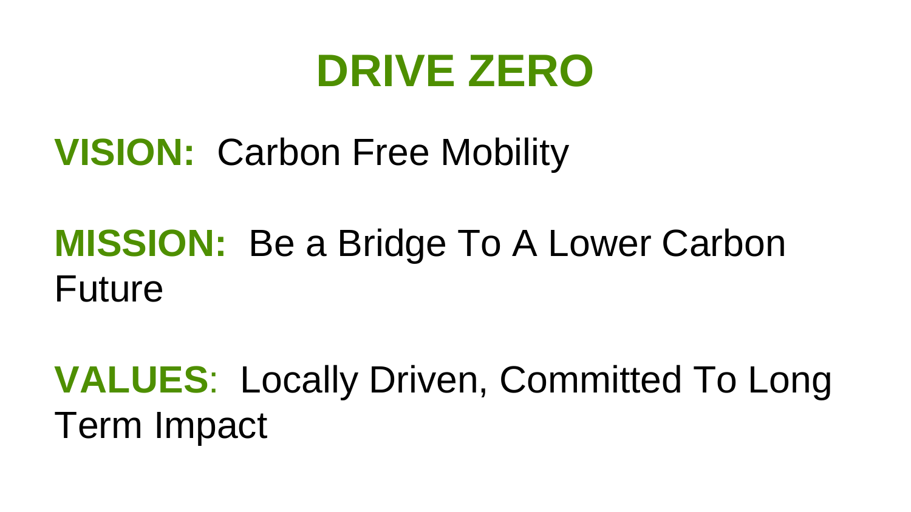# DRIVE ZERO

**VISION:** Carbon Free Mobility

**MISSION:** Be a Bridge To A Lower Carbon Future

**VALUES**: Locally Driven, Committed To Long Term Impact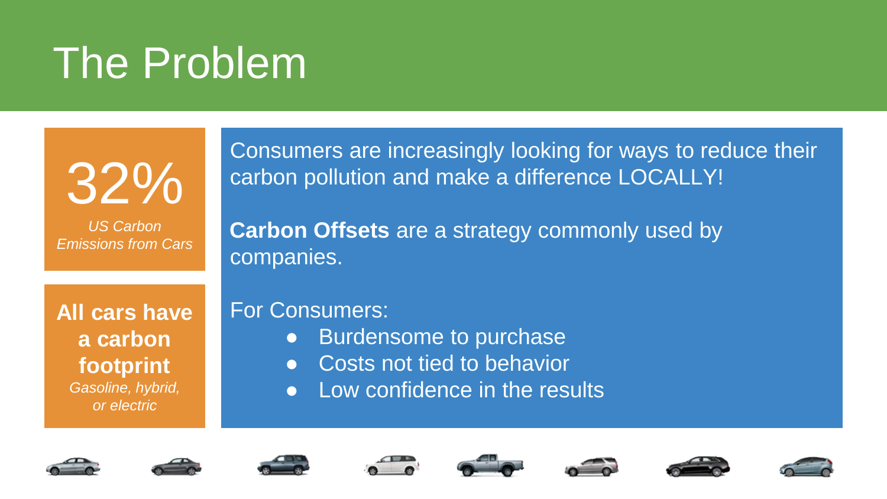# The Problem

**32%**

*US Carbon Emissions from Cars*

**All cars have a carbon footprint**

*Gasoline, hybrid, or electric*

Consumers are increasingly looking for ways to reduce their carbon pollution and make a difference LOCALLY!

**Carbon Offsets** are a strategy commonly used by companies.

For Consumers:

- Burdensome to purchase
- Costs not tied to behavior
- Low confidence in the results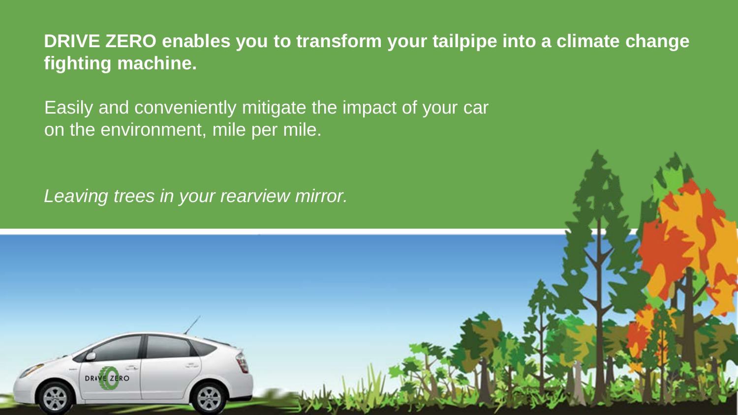**DRIVE ZERO enables you to transform your tailpipe into a climate change fighting machine.**

Easily and conveniently mitigate the impact of your car on the environment, mile per mile.

*Leaving trees in your rearview mirror.*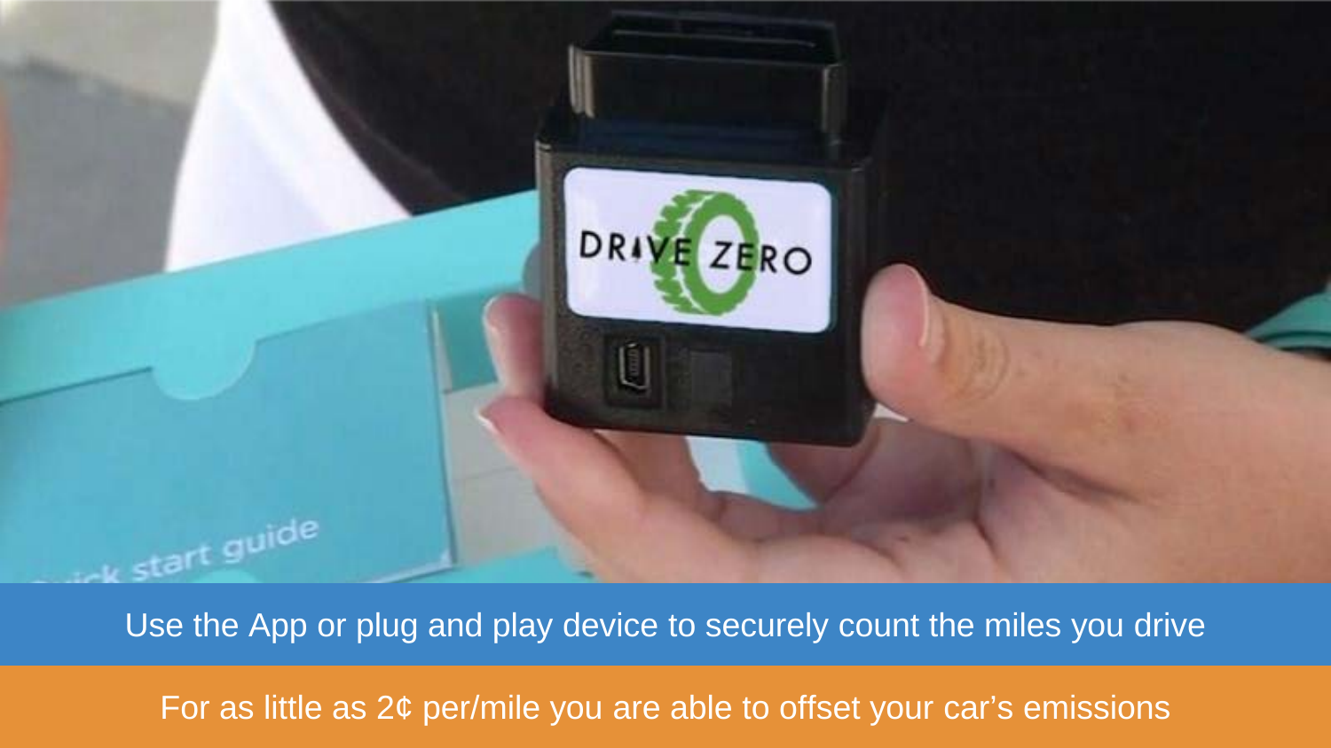Use the App or plug and play device to securely count the miles you drive

For as little as 2¢ per/mile you are able to offset your car’s emissions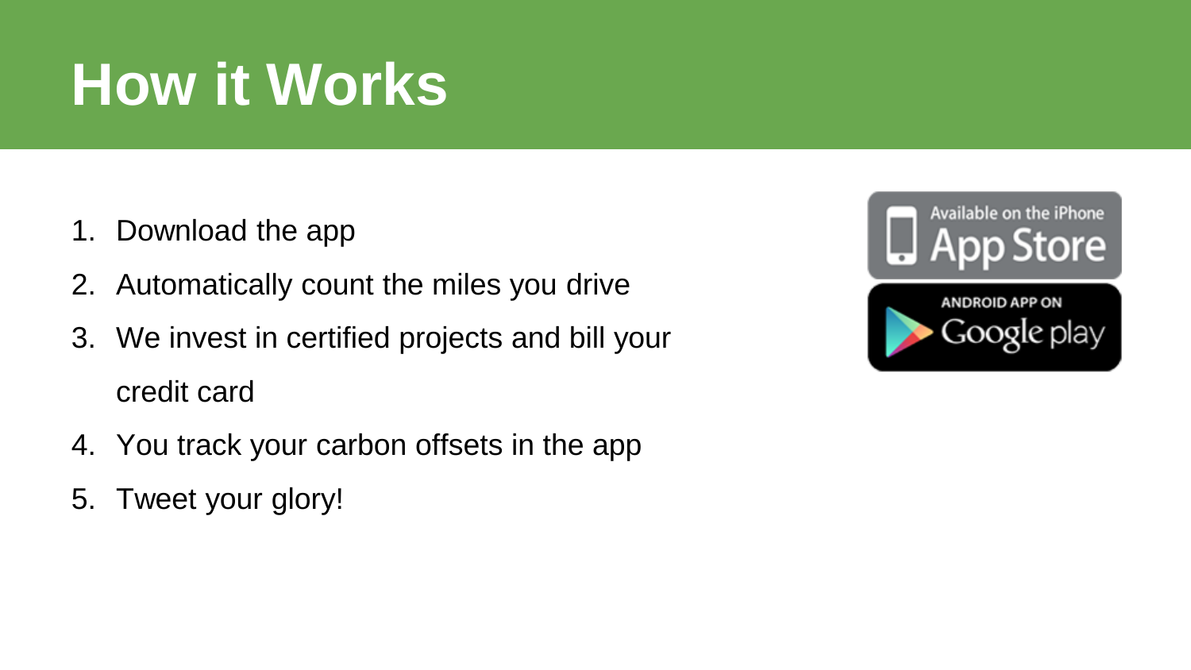# How it Works

1. Download the app
2. Automatically count the miles you drive
3. We invest in certified projects and bill your credit card
4. You track your carbon offsets in the app
5. Tweet your glory!

Available on the iPhone App Store

ANDROID APP ON Google play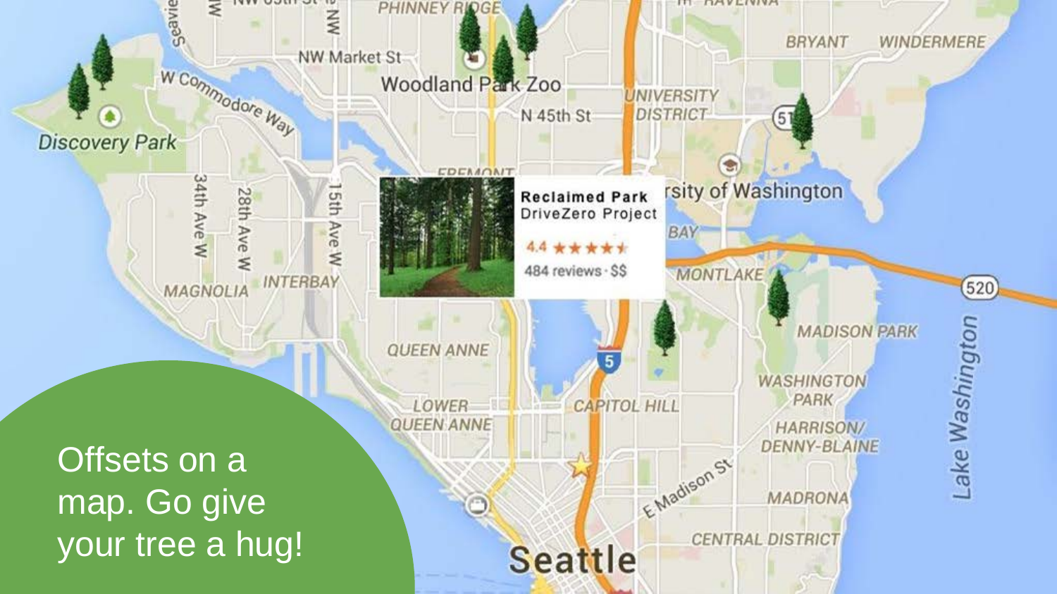Offsets on a map. Go give your tree a hug!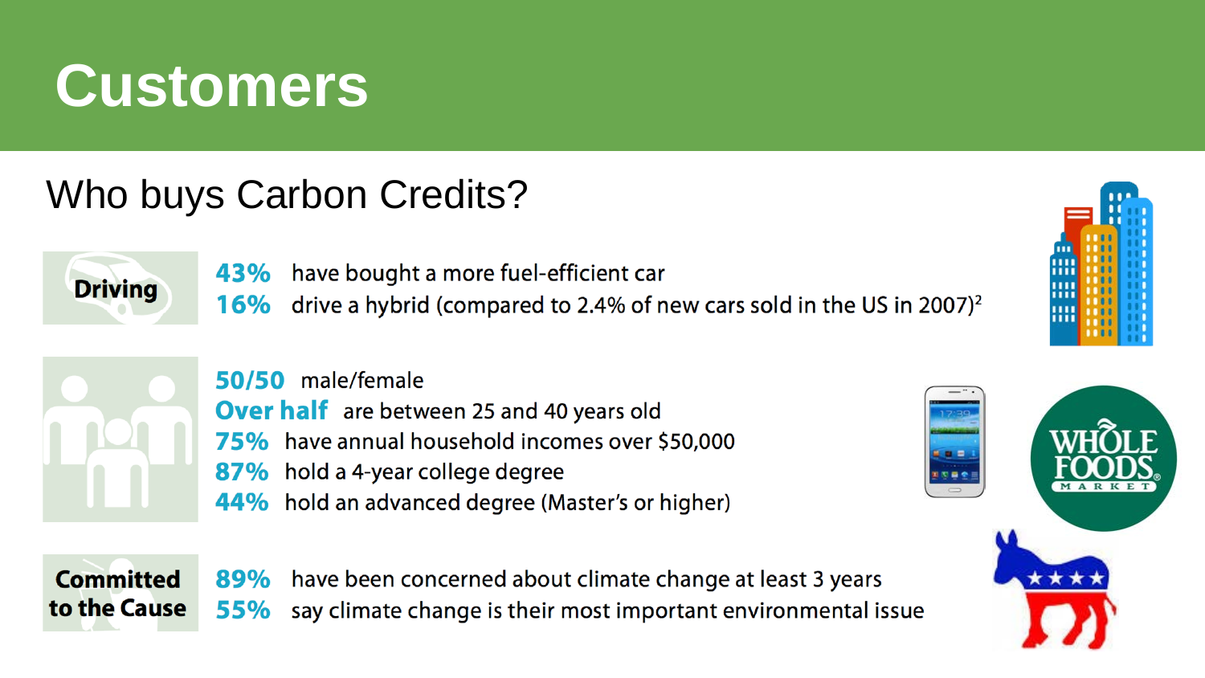# Customers

## Who buys Carbon Credits?

**Driving**

- **43%** have bought a more fuel-efficient car
- **16%** drive a hybrid (compared to 2.4% of new cars sold in the US in 2007)[2]

- **50/50** male/female
- **Over half** are between 25 and 40 years old
- **75%** have annual household incomes over $50,000
- **87%** hold a 4-year college degree
- **44%** hold an advanced degree (Master's or higher)

**Committed to the Cause**

- **89%** have been concerned about climate change at least 3 years
- **55%** say climate change is their most important environmental issue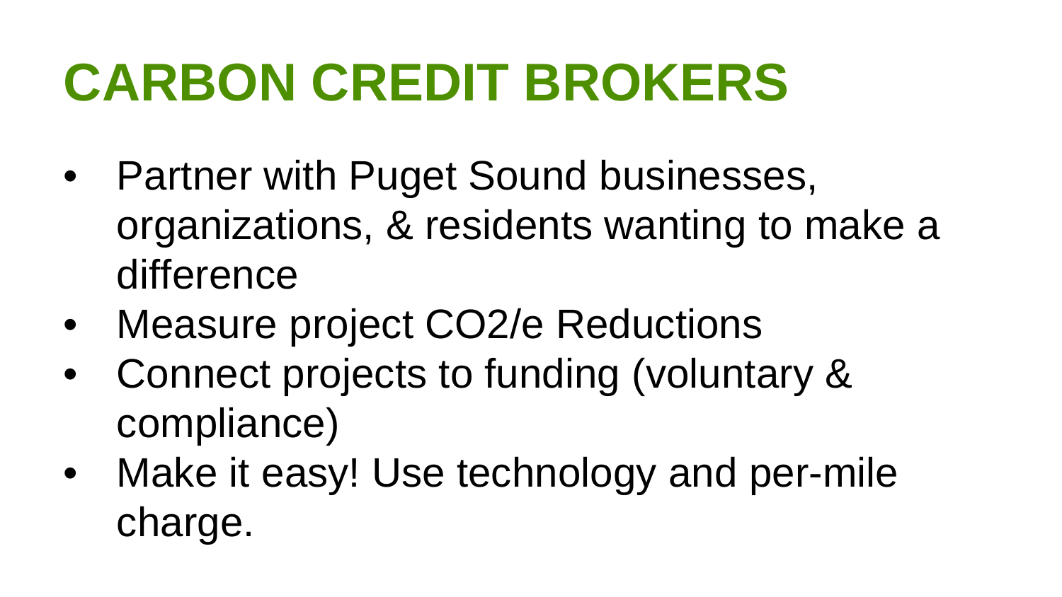# CARBON CREDIT BROKERS

- Partner with Puget Sound businesses, organizations, & residents wanting to make a difference
- Measure project $CO_2$/e Reductions
- Connect projects to funding (voluntary & compliance)
- Make it easy! Use technology and per-mile charge.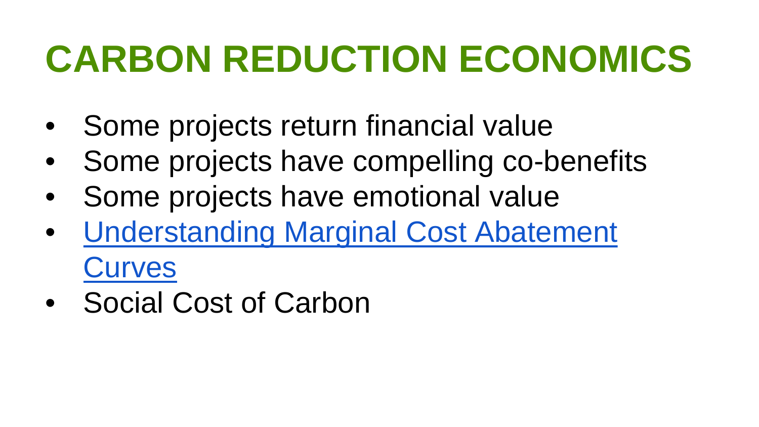# CARBON REDUCTION ECONOMICS

- Some projects return financial value
- Some projects have compelling co-benefits
- Some projects have emotional value
- Understanding Marginal Cost Abatement Curves
- Social Cost of Carbon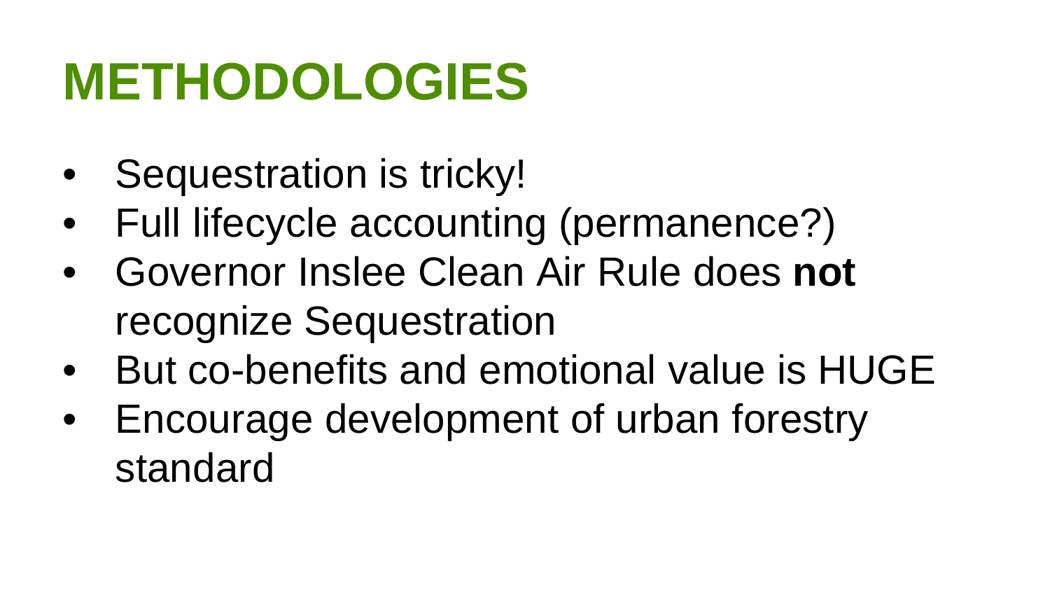# METHODOLOGIES

- Sequestration is tricky!
- Full lifecycle accounting (permanence?)
- Governor Inslee Clean Air Rule does **not** recognize Sequestration
- But co-benefits and emotional value is HUGE
- Encourage development of urban forestry standard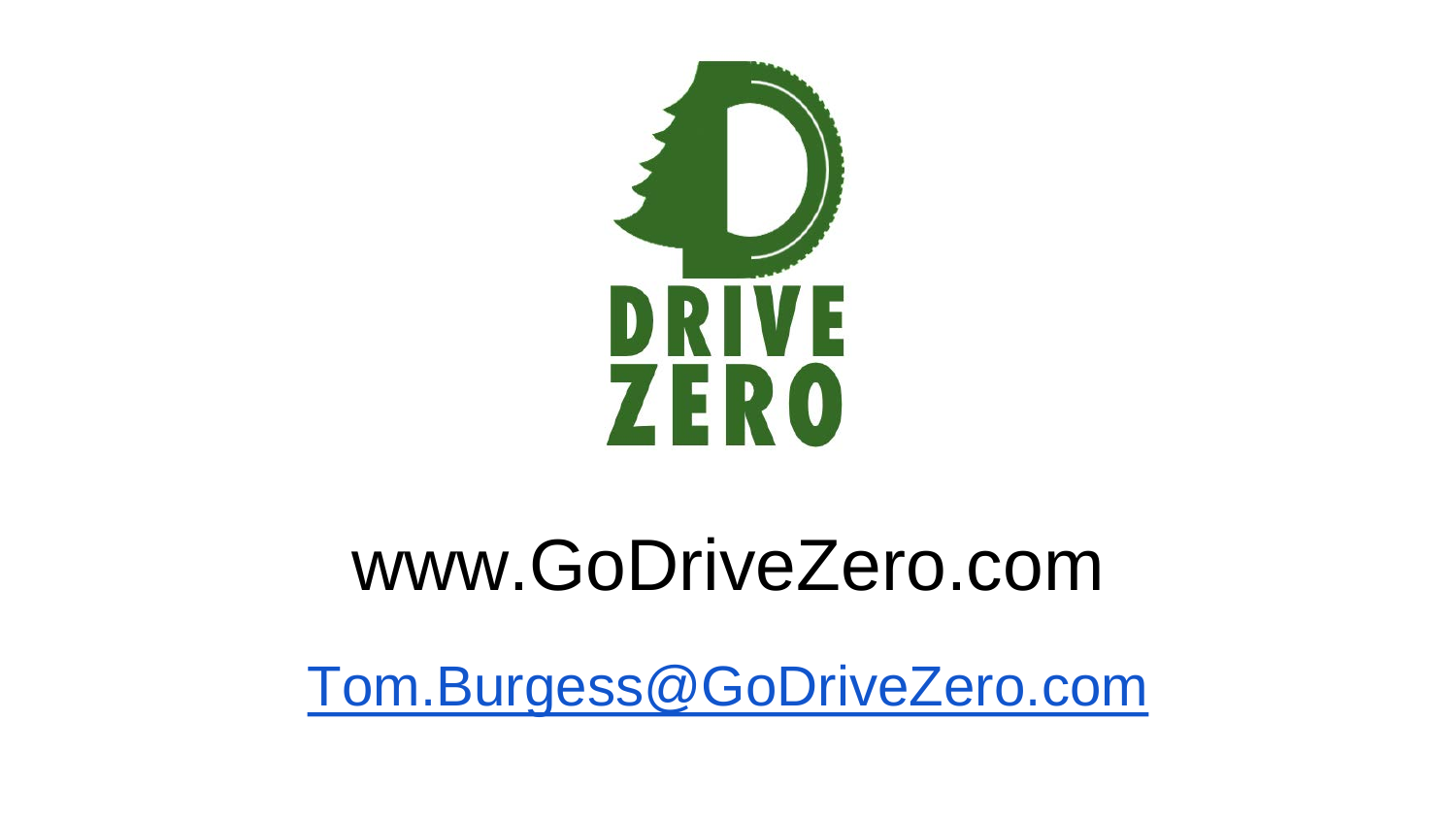DRIVE ZERO

www.GoDriveZero.com

Tom.Burgess@GoDriveZero.com